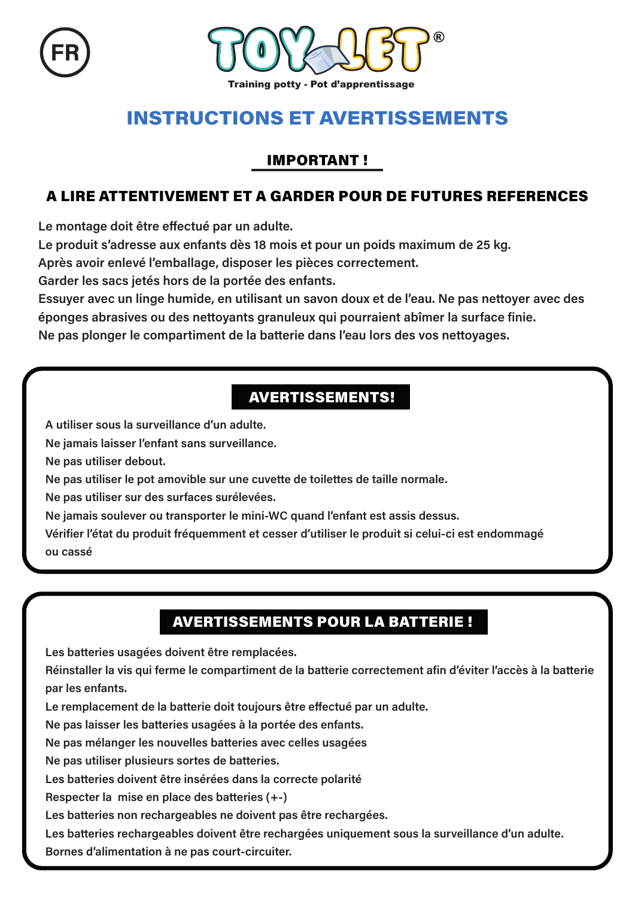FR

# TOYLET®

Training potty - Pot d'apprentissage

## INSTRUCTIONS ET AVERTISSEMENTS

### IMPORTANT !

### A LIRE ATTENTIVEMENT ET A GARDER POUR DE FUTURES REFERENCES

**Le montage doit être effectué par un adulte.**
**Le produit s'adresse aux enfants dès 18 mois et pour un poids maximum de 25 kg.**
**Après avoir enlevé l'emballage, disposer les pièces correctement.**
**Garder les sacs jetés hors de la portée des enfants.**
**Essuyer avec un linge humide, en utilisant un savon doux et de l'eau. Ne pas nettoyer avec des éponges abrasives ou des nettoyants granuleux qui pourraient abîmer la surface finie.**
**Ne pas plonger le compartiment de la batterie dans l'eau lors des vos nettoyages.**

### AVERTISSEMENTS!

**A utiliser sous la surveillance d'un adulte.**
**Ne jamais laisser l'enfant sans surveillance.**
**Ne pas utiliser debout.**
**Ne pas utiliser le pot amovible sur une cuvette de toilettes de taille normale.**
**Ne pas utiliser sur des surfaces surélevées.**
**Ne jamais soulever ou transporter le mini-WC quand l'enfant est assis dessus.**
**Vérifier l'état du produit fréquemment et cesser d'utiliser le produit si celui-ci est endommagé ou cassé**

### AVERTISSEMENTS POUR LA BATTERIE !

**Les batteries usagées doivent être remplacées.**
**Réinstaller la vis qui ferme le compartiment de la batterie correctement afin d'éviter l'accès à la batterie par les enfants.**
**Le remplacement de la batterie doit toujours être effectué par un adulte.**
**Ne pas laisser les batteries usagées à la portée des enfants.**
**Ne pas mélanger les nouvelles batteries avec celles usagées**
**Ne pas utiliser plusieurs sortes de batteries.**
**Les batteries doivent être insérées dans la correcte polarité**
**Respecter la mise en place des batteries (+-)**
**Les batteries non rechargeables ne doivent pas être rechargées.**
**Les batteries rechargeables doivent être rechargées uniquement sous la surveillance d'un adulte.**
**Bornes d'alimentation à ne pas court-circuiter.**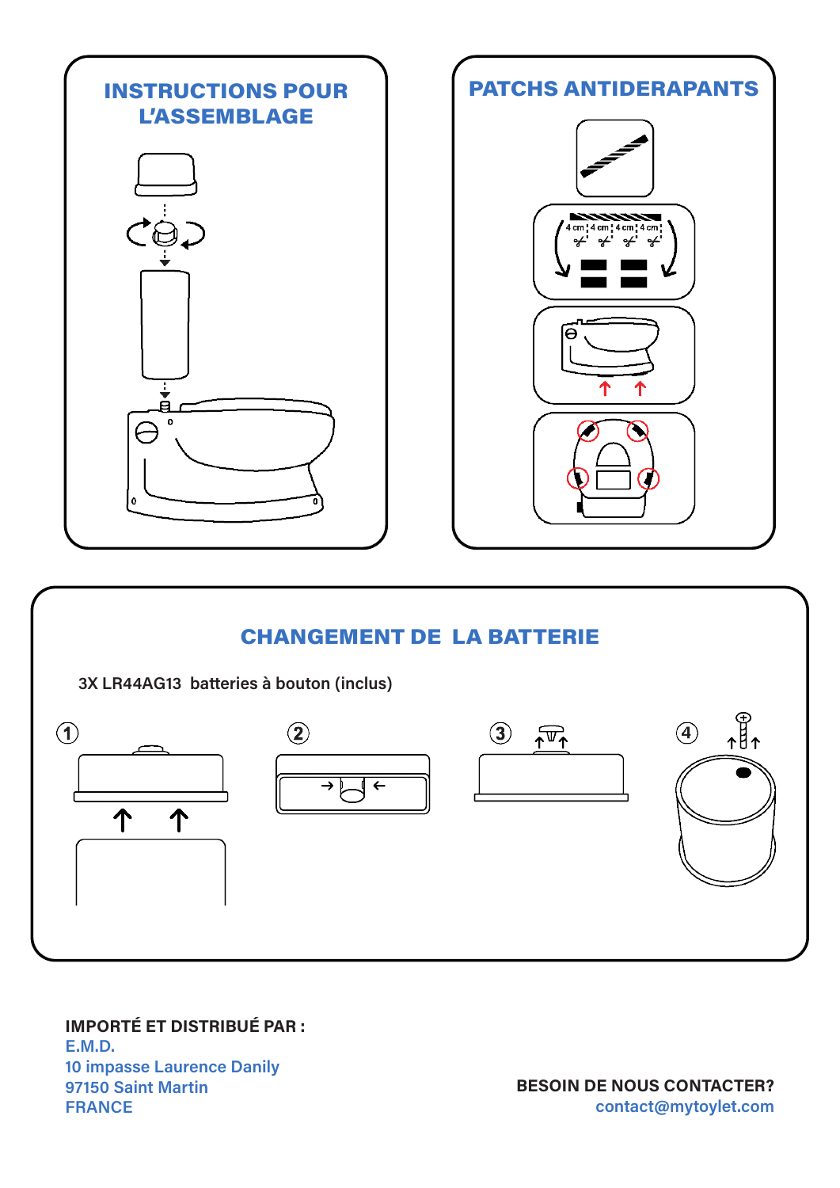## INSTRUCTIONS POUR L'ASSEMBLAGE

## PATCHS ANTIDERAPANTS

4 cm 4 cm 4 cm 4 cm

## CHANGEMENT DE LA BATTERIE

3X LR44AG13 batteries à bouton (inclus)

① ② ③ ④

**IMPORTÉ ET DISTRIBUÉ PAR :**
E.M.D.
10 impasse Laurence Danily
97150 Saint Martin
FRANCE

**BESOIN DE NOUS CONTACTER?**
contact@mytoylet.com